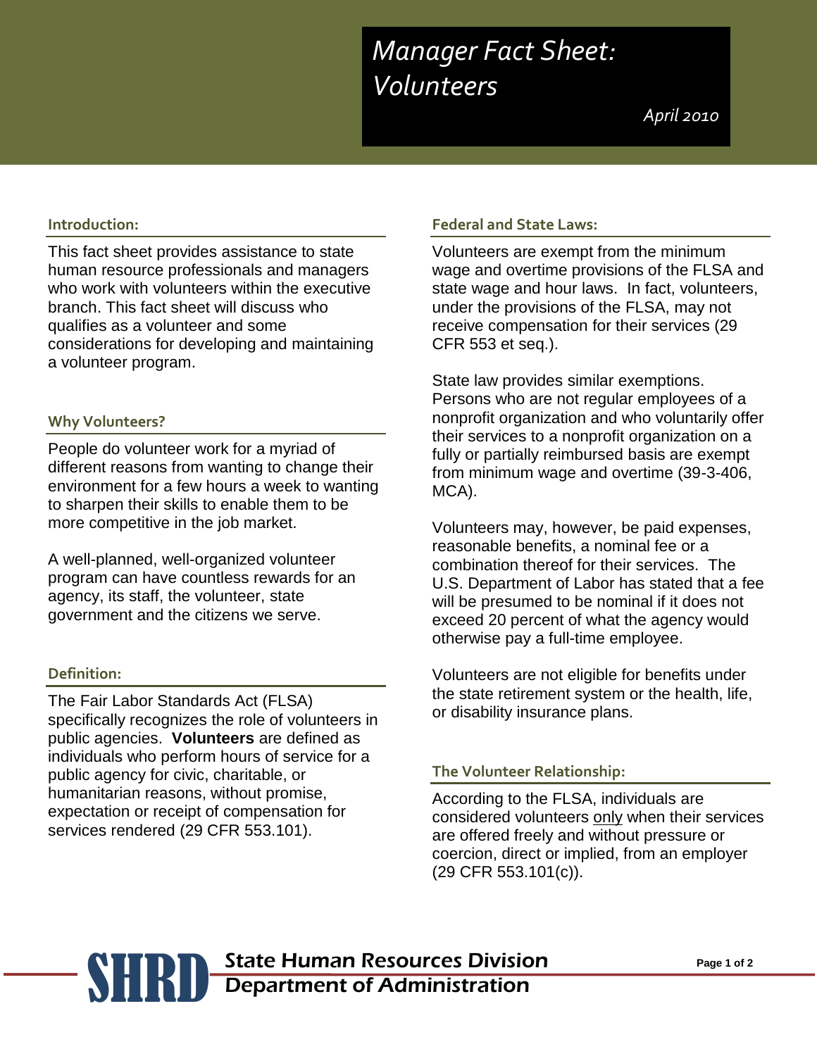# *Manager Fact Sheet: Volunteers*

*April 2010*

## Introduction:

This fact sheet provides assistance to state human resource professionals and managers who work with volunteers within the executive branch. This fact sheet will discuss who qualifies as a volunteer and some considerations for developing and maintaining a volunteer program.

## Why Volunteers?

People do volunteer work for a myriad of different reasons from wanting to change their environment for a few hours a week to wanting to sharpen their skills to enable them to be more competitive in the job market.

A well-planned, well-organized volunteer program can have countless rewards for an agency, its staff, the volunteer, state government and the citizens we serve.

## Definition:

The Fair Labor Standards Act (FLSA) specifically recognizes the role of volunteers in public agencies. **Volunteers** are defined as individuals who perform hours of service for a public agency for civic, charitable, or humanitarian reasons, without promise, expectation or receipt of compensation for services rendered (29 CFR 553.101).

## Federal and State Laws:

Volunteers are exempt from the minimum wage and overtime provisions of the FLSA and state wage and hour laws. In fact, volunteers, under the provisions of the FLSA, may not receive compensation for their services (29 CFR 553 et seq.).

State law provides similar exemptions. Persons who are not regular employees of a nonprofit organization and who voluntarily offer their services to a nonprofit organization on a fully or partially reimbursed basis are exempt from minimum wage and overtime (39-3-406, MCA).

Volunteers may, however, be paid expenses, reasonable benefits, a nominal fee or a combination thereof for their services. The U.S. Department of Labor has stated that a fee will be presumed to be nominal if it does not exceed 20 percent of what the agency would otherwise pay a full-time employee.

Volunteers are not eligible for benefits under the state retirement system or the health, life, or disability insurance plans.

## The Volunteer Relationship:

According to the FLSA, individuals are considered volunteers only when their services are offered freely and without pressure or coercion, direct or implied, from an employer (29 CFR 553.101(c)).

**SHRD** State Human Resources Division
Department of Administration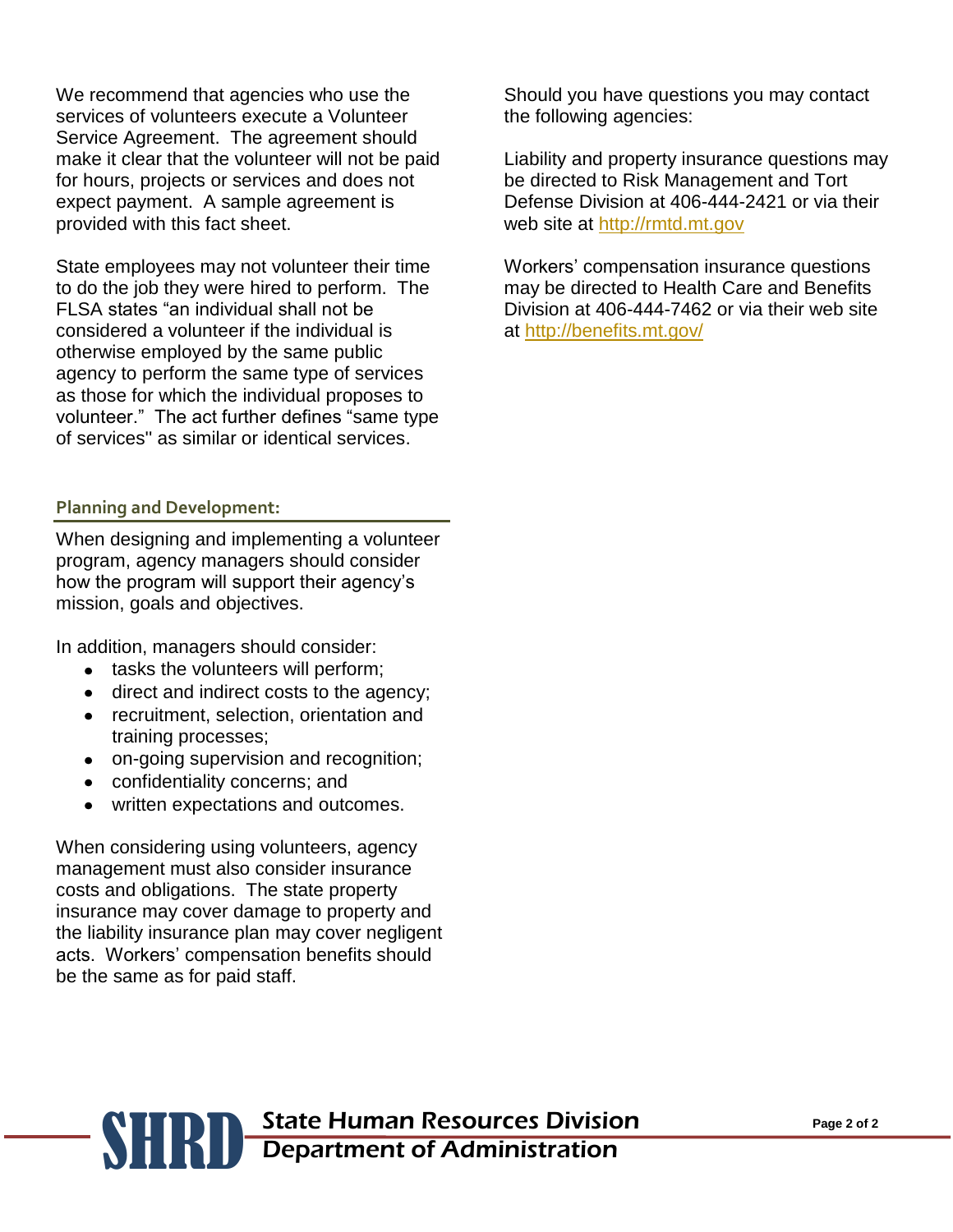We recommend that agencies who use the services of volunteers execute a Volunteer Service Agreement. The agreement should make it clear that the volunteer will not be paid for hours, projects or services and does not expect payment. A sample agreement is provided with this fact sheet.

State employees may not volunteer their time to do the job they were hired to perform. The FLSA states "an individual shall not be considered a volunteer if the individual is otherwise employed by the same public agency to perform the same type of services as those for which the individual proposes to volunteer." The act further defines "same type of services" as similar or identical services.

## Planning and Development:

When designing and implementing a volunteer program, agency managers should consider how the program will support their agency's mission, goals and objectives.

In addition, managers should consider:

- tasks the volunteers will perform;
- direct and indirect costs to the agency;
- recruitment, selection, orientation and training processes;
- on-going supervision and recognition;
- confidentiality concerns; and
- written expectations and outcomes.

When considering using volunteers, agency management must also consider insurance costs and obligations. The state property insurance may cover damage to property and the liability insurance plan may cover negligent acts. Workers' compensation benefits should be the same as for paid staff.

Should you have questions you may contact the following agencies:

Liability and property insurance questions may be directed to Risk Management and Tort Defense Division at 406-444-2421 or via their web site at http://rmtd.mt.gov

Workers' compensation insurance questions may be directed to Health Care and Benefits Division at 406-444-7462 or via their web site at http://benefits.mt.gov/